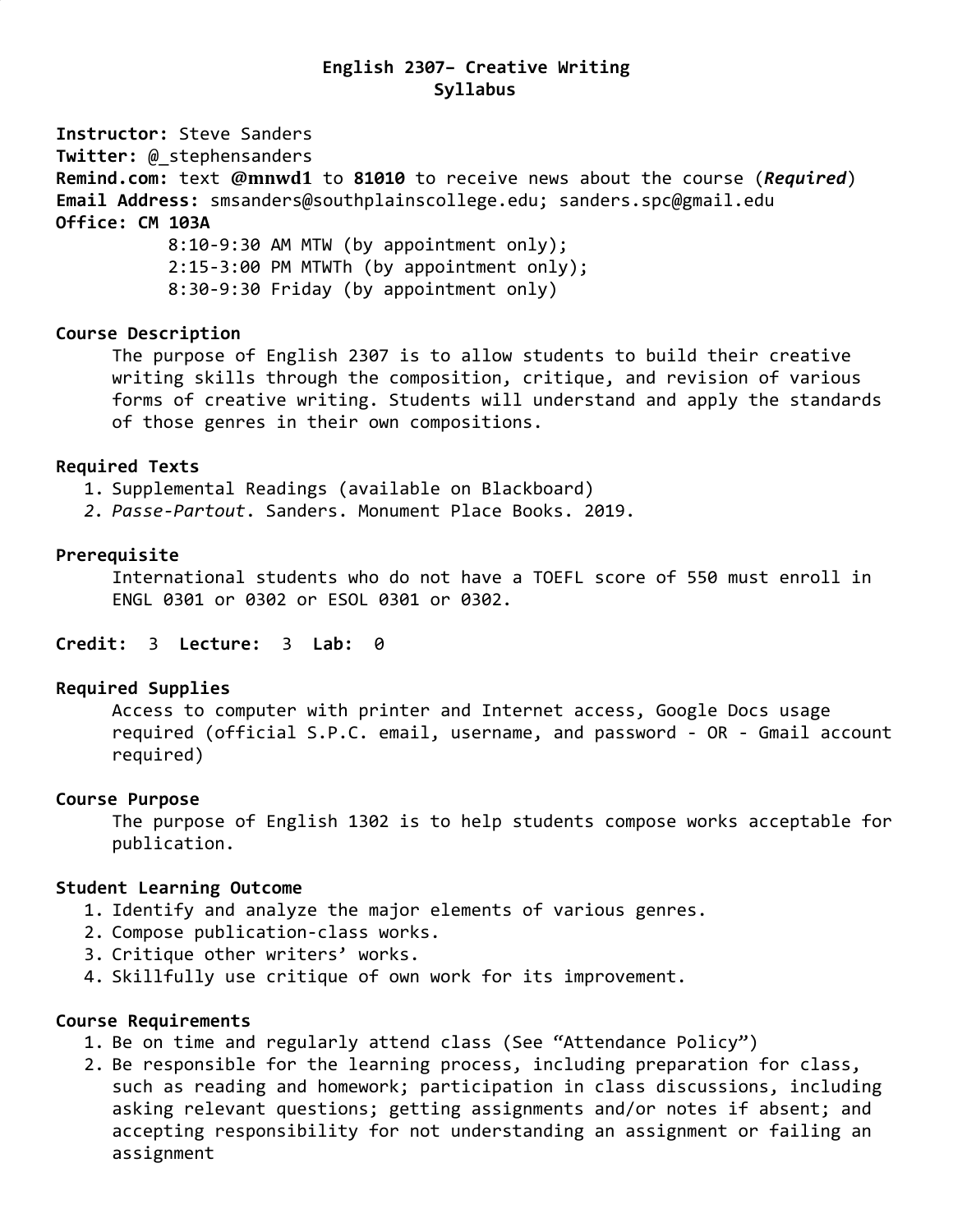# English 2307– Creative Writing
## Syllabus

**Instructor:** Steve Sanders
**Twitter:** @_stephensanders
**Remind.com:** text **@mnwd1** to **81010** to receive news about the course (***Required***)
**Email Address:** smsanders@southplainscollege.edu; sanders.spc@gmail.edu
**Office: CM 103A**

8:10-9:30 AM MTW (by appointment only);
2:15-3:00 PM MTWTh (by appointment only);
8:30-9:30 Friday (by appointment only)

### Course Description

The purpose of English 2307 is to allow students to build their creative writing skills through the composition, critique, and revision of various forms of creative writing. Students will understand and apply the standards of those genres in their own compositions.

### Required Texts

1. Supplemental Readings (available on Blackboard)
2. *Passe-Partout*. Sanders. Monument Place Books. 2019.

### Prerequisite

International students who do not have a TOEFL score of 550 must enroll in ENGL 0301 or 0302 or ESOL 0301 or 0302.

**Credit:** 3 **Lecture:** 3 **Lab:** 0

### Required Supplies

Access to computer with printer and Internet access, Google Docs usage required (official S.P.C. email, username, and password - OR - Gmail account required)

### Course Purpose

The purpose of English 1302 is to help students compose works acceptable for publication.

### Student Learning Outcome

1. Identify and analyze the major elements of various genres.
2. Compose publication-class works.
3. Critique other writers' works.
4. Skillfully use critique of own work for its improvement.

### Course Requirements

1. Be on time and regularly attend class (See "Attendance Policy")
2. Be responsible for the learning process, including preparation for class, such as reading and homework; participation in class discussions, including asking relevant questions; getting assignments and/or notes if absent; and accepting responsibility for not understanding an assignment or failing an assignment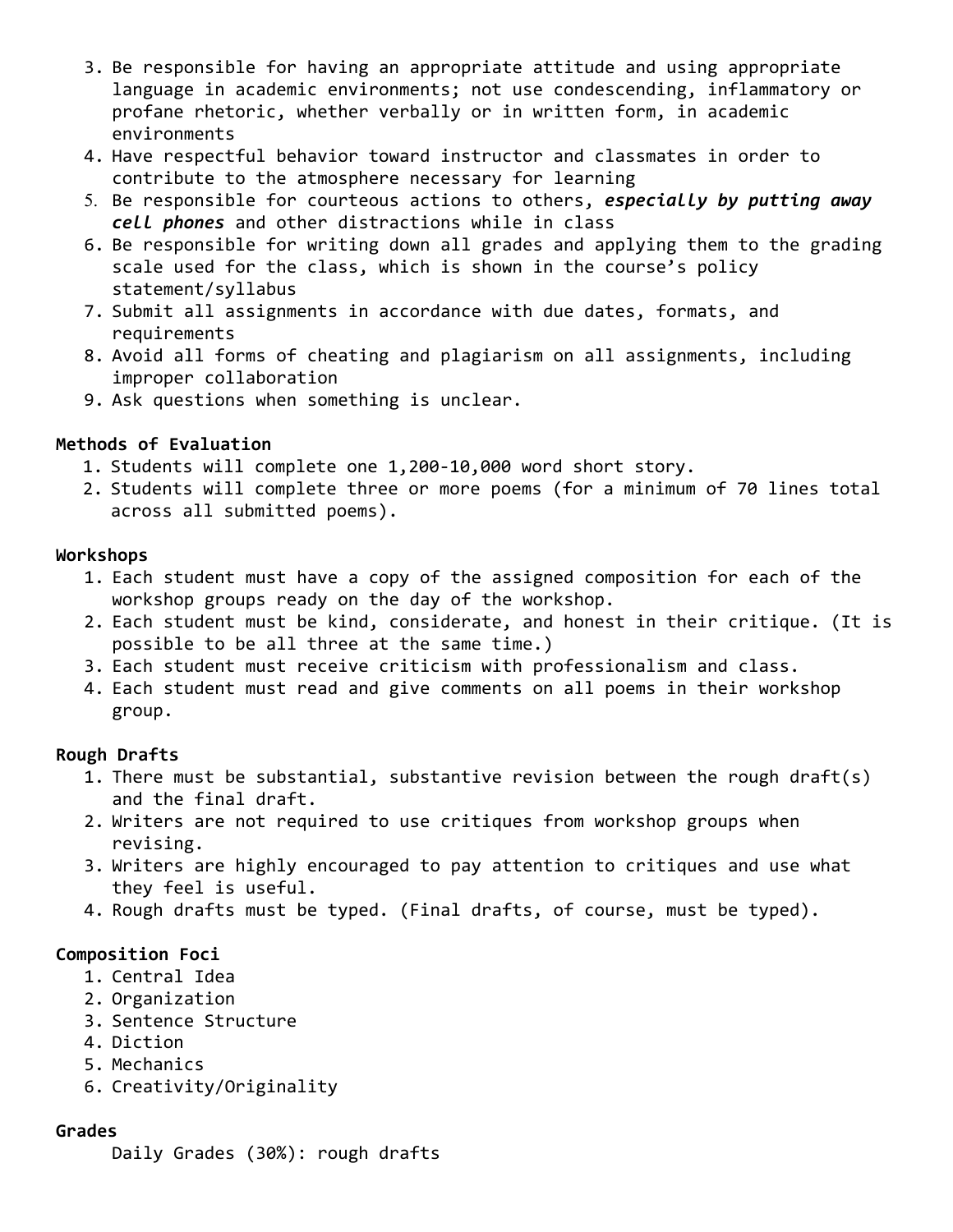3. Be responsible for having an appropriate attitude and using appropriate language in academic environments; not use condescending, inflammatory or profane rhetoric, whether verbally or in written form, in academic environments
4. Have respectful behavior toward instructor and classmates in order to contribute to the atmosphere necessary for learning
5. Be responsible for courteous actions to others, ***especially by putting away cell phones*** and other distractions while in class
6. Be responsible for writing down all grades and applying them to the grading scale used for the class, which is shown in the course's policy statement/syllabus
7. Submit all assignments in accordance with due dates, formats, and requirements
8. Avoid all forms of cheating and plagiarism on all assignments, including improper collaboration
9. Ask questions when something is unclear.

**Methods of Evaluation**

1. Students will complete one 1,200-10,000 word short story.
2. Students will complete three or more poems (for a minimum of 70 lines total across all submitted poems).

**Workshops**

1. Each student must have a copy of the assigned composition for each of the workshop groups ready on the day of the workshop.
2. Each student must be kind, considerate, and honest in their critique. (It is possible to be all three at the same time.)
3. Each student must receive criticism with professionalism and class.
4. Each student must read and give comments on all poems in their workshop group.

**Rough Drafts**

1. There must be substantial, substantive revision between the rough draft(s) and the final draft.
2. Writers are not required to use critiques from workshop groups when revising.
3. Writers are highly encouraged to pay attention to critiques and use what they feel is useful.
4. Rough drafts must be typed. (Final drafts, of course, must be typed).

**Composition Foci**

1. Central Idea
2. Organization
3. Sentence Structure
4. Diction
5. Mechanics
6. Creativity/Originality

**Grades**

Daily Grades (30%): rough drafts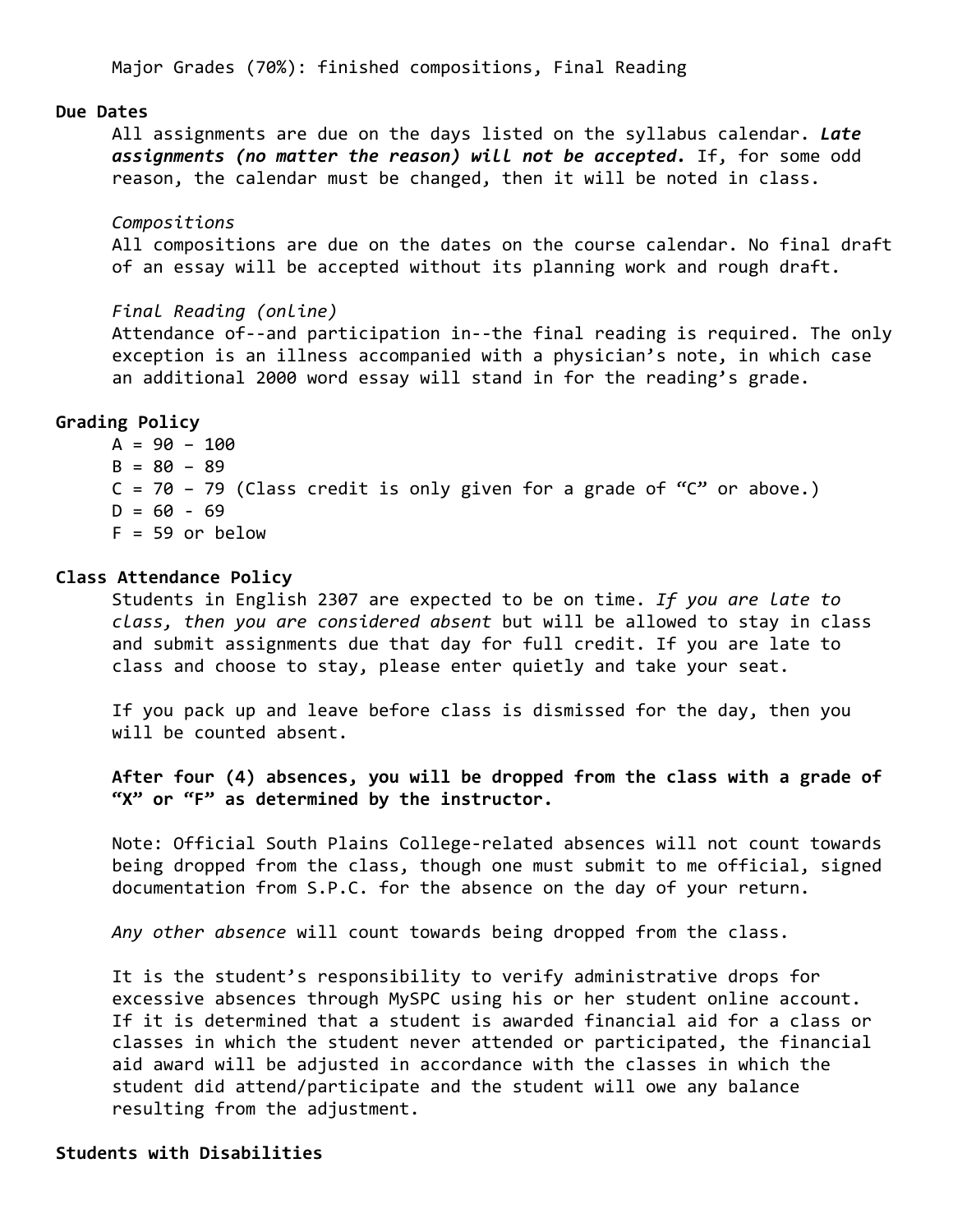Major Grades (70%): finished compositions, Final Reading

**Due Dates**

All assignments are due on the days listed on the syllabus calendar. ***Late assignments (no matter the reason) will not be accepted.*** If, for some odd reason, the calendar must be changed, then it will be noted in class.

*Compositions*

All compositions are due on the dates on the course calendar. No final draft of an essay will be accepted without its planning work and rough draft.

*Final Reading (online)*

Attendance of--and participation in--the final reading is required. The only exception is an illness accompanied with a physician's note, in which case an additional 2000 word essay will stand in for the reading's grade.

**Grading Policy**

A = 90 – 100
B = 80 – 89
C = 70 – 79 (Class credit is only given for a grade of "C" or above.)
D = 60 - 69
F = 59 or below

**Class Attendance Policy**

Students in English 2307 are expected to be on time. *If you are late to class, then you are considered absent* but will be allowed to stay in class and submit assignments due that day for full credit. If you are late to class and choose to stay, please enter quietly and take your seat.

If you pack up and leave before class is dismissed for the day, then you will be counted absent.

**After four (4) absences, you will be dropped from the class with a grade of "X" or "F" as determined by the instructor.**

Note: Official South Plains College-related absences will not count towards being dropped from the class, though one must submit to me official, signed documentation from S.P.C. for the absence on the day of your return.

*Any other absence* will count towards being dropped from the class.

It is the student's responsibility to verify administrative drops for excessive absences through MySPC using his or her student online account. If it is determined that a student is awarded financial aid for a class or classes in which the student never attended or participated, the financial aid award will be adjusted in accordance with the classes in which the student did attend/participate and the student will owe any balance resulting from the adjustment.

**Students with Disabilities**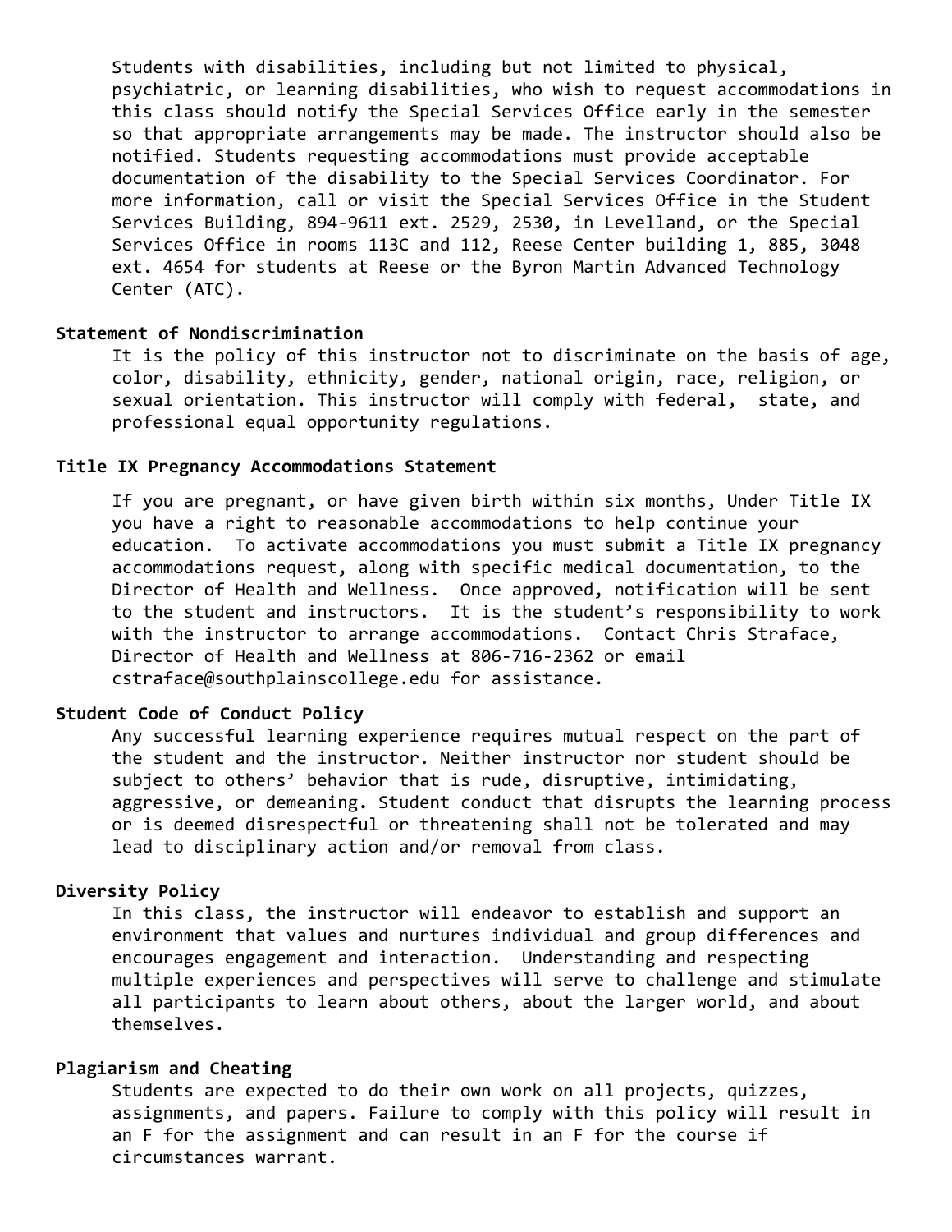Students with disabilities, including but not limited to physical, psychiatric, or learning disabilities, who wish to request accommodations in this class should notify the Special Services Office early in the semester so that appropriate arrangements may be made. The instructor should also be notified. Students requesting accommodations must provide acceptable documentation of the disability to the Special Services Coordinator. For more information, call or visit the Special Services Office in the Student Services Building, 894-9611 ext. 2529, 2530, in Levelland, or the Special Services Office in rooms 113C and 112, Reese Center building 1, 885, 3048 ext. 4654 for students at Reese or the Byron Martin Advanced Technology Center (ATC).

**Statement of Nondiscrimination**

It is the policy of this instructor not to discriminate on the basis of age, color, disability, ethnicity, gender, national origin, race, religion, or sexual orientation. This instructor will comply with federal, state, and professional equal opportunity regulations.

**Title IX Pregnancy Accommodations Statement**

If you are pregnant, or have given birth within six months, Under Title IX you have a right to reasonable accommodations to help continue your education. To activate accommodations you must submit a Title IX pregnancy accommodations request, along with specific medical documentation, to the Director of Health and Wellness. Once approved, notification will be sent to the student and instructors. It is the student's responsibility to work with the instructor to arrange accommodations. Contact Chris Straface, Director of Health and Wellness at 806-716-2362 or email cstraface@southplainscollege.edu for assistance.

**Student Code of Conduct Policy**

Any successful learning experience requires mutual respect on the part of the student and the instructor. Neither instructor nor student should be subject to others' behavior that is rude, disruptive, intimidating, aggressive, or demeaning. Student conduct that disrupts the learning process or is deemed disrespectful or threatening shall not be tolerated and may lead to disciplinary action and/or removal from class.

**Diversity Policy**

In this class, the instructor will endeavor to establish and support an environment that values and nurtures individual and group differences and encourages engagement and interaction. Understanding and respecting multiple experiences and perspectives will serve to challenge and stimulate all participants to learn about others, about the larger world, and about themselves.

**Plagiarism and Cheating**

Students are expected to do their own work on all projects, quizzes, assignments, and papers. Failure to comply with this policy will result in an F for the assignment and can result in an F for the course if circumstances warrant.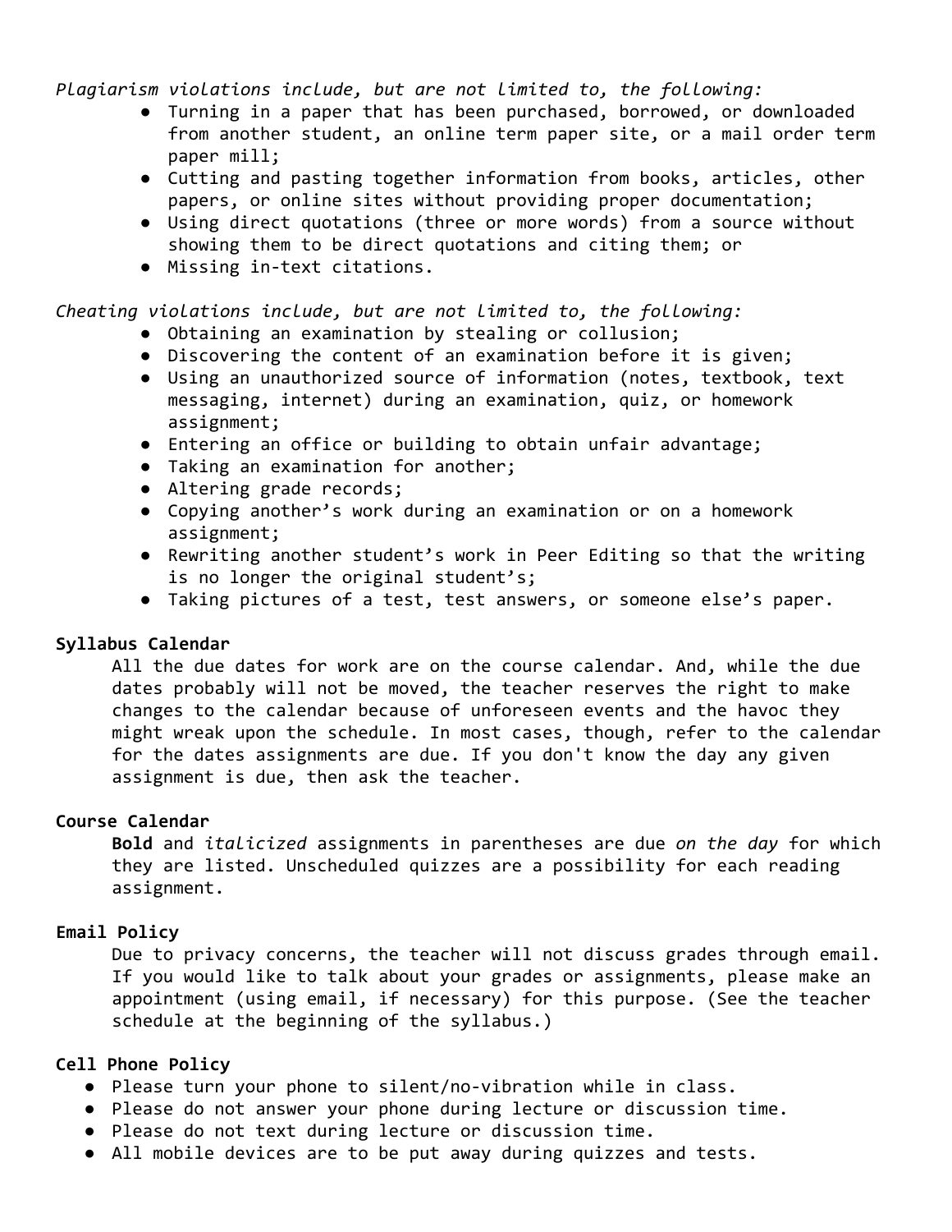*Plagiarism violations include, but are not limited to, the following:*

- Turning in a paper that has been purchased, borrowed, or downloaded from another student, an online term paper site, or a mail order term paper mill;
- Cutting and pasting together information from books, articles, other papers, or online sites without providing proper documentation;
- Using direct quotations (three or more words) from a source without showing them to be direct quotations and citing them; or
- Missing in-text citations.

*Cheating violations include, but are not limited to, the following:*

- Obtaining an examination by stealing or collusion;
- Discovering the content of an examination before it is given;
- Using an unauthorized source of information (notes, textbook, text messaging, internet) during an examination, quiz, or homework assignment;
- Entering an office or building to obtain unfair advantage;
- Taking an examination for another;
- Altering grade records;
- Copying another's work during an examination or on a homework assignment;
- Rewriting another student's work in Peer Editing so that the writing is no longer the original student's;
- Taking pictures of a test, test answers, or someone else's paper.

**Syllabus Calendar**

All the due dates for work are on the course calendar. And, while the due dates probably will not be moved, the teacher reserves the right to make changes to the calendar because of unforeseen events and the havoc they might wreak upon the schedule. In most cases, though, refer to the calendar for the dates assignments are due. If you don't know the day any given assignment is due, then ask the teacher.

**Course Calendar**

**Bold** and *italicized* assignments in parentheses are due *on the day* for which they are listed. Unscheduled quizzes are a possibility for each reading assignment.

**Email Policy**

Due to privacy concerns, the teacher will not discuss grades through email. If you would like to talk about your grades or assignments, please make an appointment (using email, if necessary) for this purpose. (See the teacher schedule at the beginning of the syllabus.)

**Cell Phone Policy**

- Please turn your phone to silent/no-vibration while in class.
- Please do not answer your phone during lecture or discussion time.
- Please do not text during lecture or discussion time.
- All mobile devices are to be put away during quizzes and tests.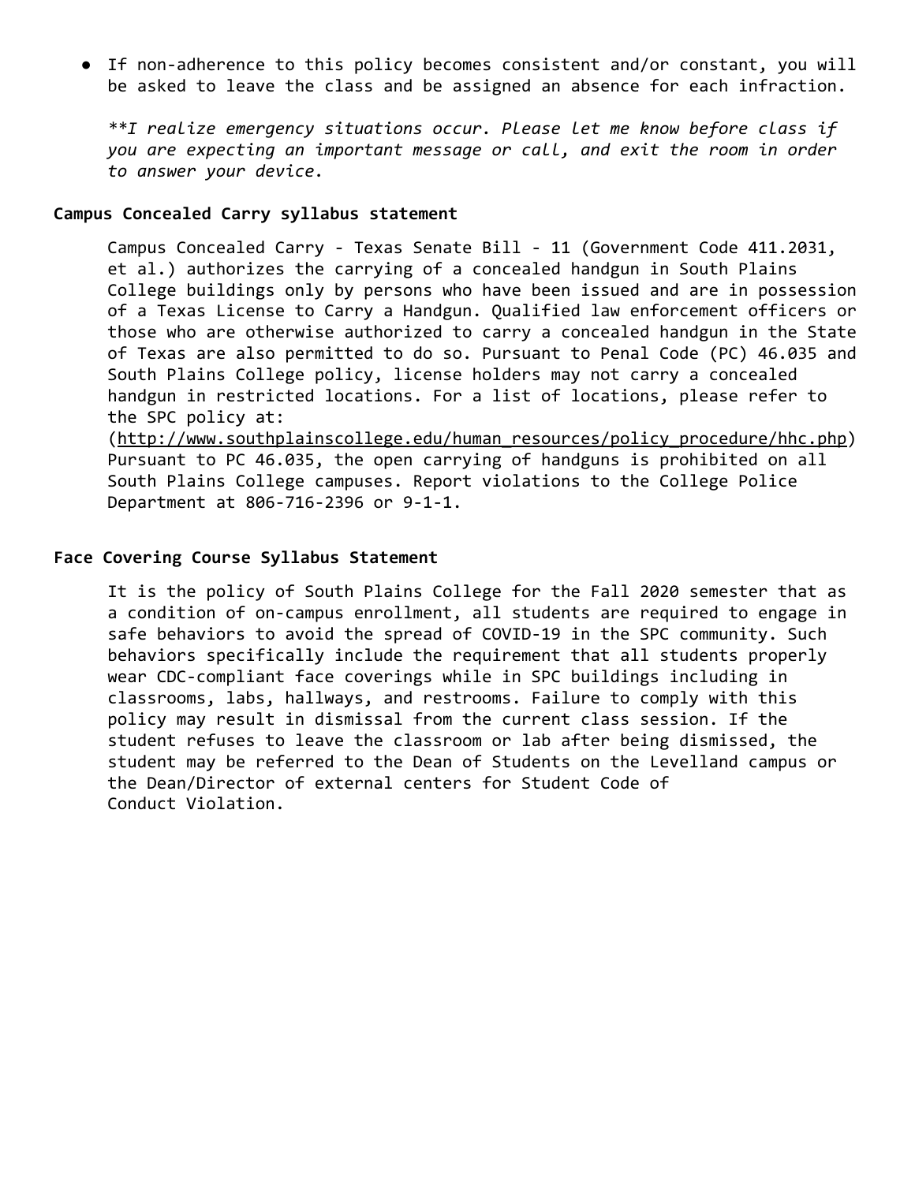- If non-adherence to this policy becomes consistent and/or constant, you will be asked to leave the class and be assigned an absence for each infraction.

  *\*\*I realize emergency situations occur. Please let me know before class if you are expecting an important message or call, and exit the room in order to answer your device.*

**Campus Concealed Carry syllabus statement**

Campus Concealed Carry - Texas Senate Bill - 11 (Government Code 411.2031, et al.) authorizes the carrying of a concealed handgun in South Plains College buildings only by persons who have been issued and are in possession of a Texas License to Carry a Handgun. Qualified law enforcement officers or those who are otherwise authorized to carry a concealed handgun in the State of Texas are also permitted to do so. Pursuant to Penal Code (PC) 46.035 and South Plains College policy, license holders may not carry a concealed handgun in restricted locations. For a list of locations, please refer to the SPC policy at: (http://www.southplainscollege.edu/human_resources/policy_procedure/hhc.php) Pursuant to PC 46.035, the open carrying of handguns is prohibited on all South Plains College campuses. Report violations to the College Police Department at 806-716-2396 or 9-1-1.

**Face Covering Course Syllabus Statement**

It is the policy of South Plains College for the Fall 2020 semester that as a condition of on-campus enrollment, all students are required to engage in safe behaviors to avoid the spread of COVID-19 in the SPC community. Such behaviors specifically include the requirement that all students properly wear CDC-compliant face coverings while in SPC buildings including in classrooms, labs, hallways, and restrooms. Failure to comply with this policy may result in dismissal from the current class session. If the student refuses to leave the classroom or lab after being dismissed, the student may be referred to the Dean of Students on the Levelland campus or the Dean/Director of external centers for Student Code of Conduct Violation.